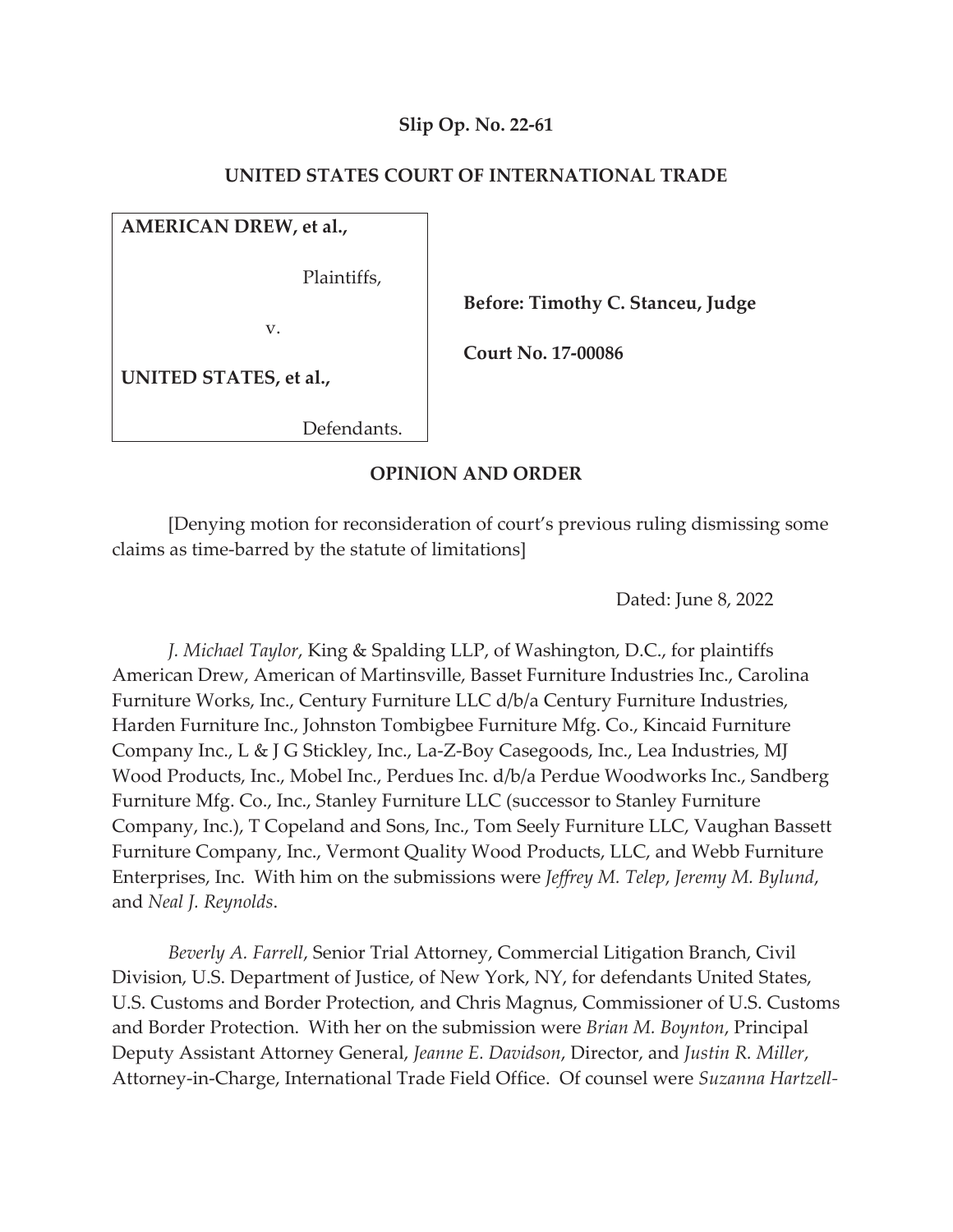**Slip Op. No. 22-61**

**UNITED STATES COURT OF INTERNATIONAL TRADE**

| | |
|---|---|
| **AMERICAN DREW, et al.,** Plaintiffs, v. **UNITED STATES, et al.,** Defendants. | **Before: Timothy C. Stanceu, Judge** **Court No. 17-00086** |

**OPINION AND ORDER**

[Denying motion for reconsideration of court's previous ruling dismissing some claims as time-barred by the statute of limitations]

Dated: June 8, 2022

*J. Michael Taylor*, King & Spalding LLP, of Washington, D.C., for plaintiffs American Drew, American of Martinsville, Basset Furniture Industries Inc., Carolina Furniture Works, Inc., Century Furniture LLC d/b/a Century Furniture Industries, Harden Furniture Inc., Johnston Tombigbee Furniture Mfg. Co., Kincaid Furniture Company Inc., L & J G Stickley, Inc., La-Z-Boy Casegoods, Inc., Lea Industries, MJ Wood Products, Inc., Mobel Inc., Perdues Inc. d/b/a Perdue Woodworks Inc., Sandberg Furniture Mfg. Co., Inc., Stanley Furniture LLC (successor to Stanley Furniture Company, Inc.), T Copeland and Sons, Inc., Tom Seely Furniture LLC, Vaughan Bassett Furniture Company, Inc., Vermont Quality Wood Products, LLC, and Webb Furniture Enterprises, Inc. With him on the submissions were *Jeffrey M. Telep*, *Jeremy M. Bylund*, and *Neal J. Reynolds*.

*Beverly A. Farrell*, Senior Trial Attorney, Commercial Litigation Branch, Civil Division, U.S. Department of Justice, of New York, NY, for defendants United States, U.S. Customs and Border Protection, and Chris Magnus, Commissioner of U.S. Customs and Border Protection. With her on the submission were *Brian M. Boynton*, Principal Deputy Assistant Attorney General, *Jeanne E. Davidson*, Director, and *Justin R. Miller*, Attorney-in-Charge, International Trade Field Office. Of counsel were *Suzanna Hartzell-*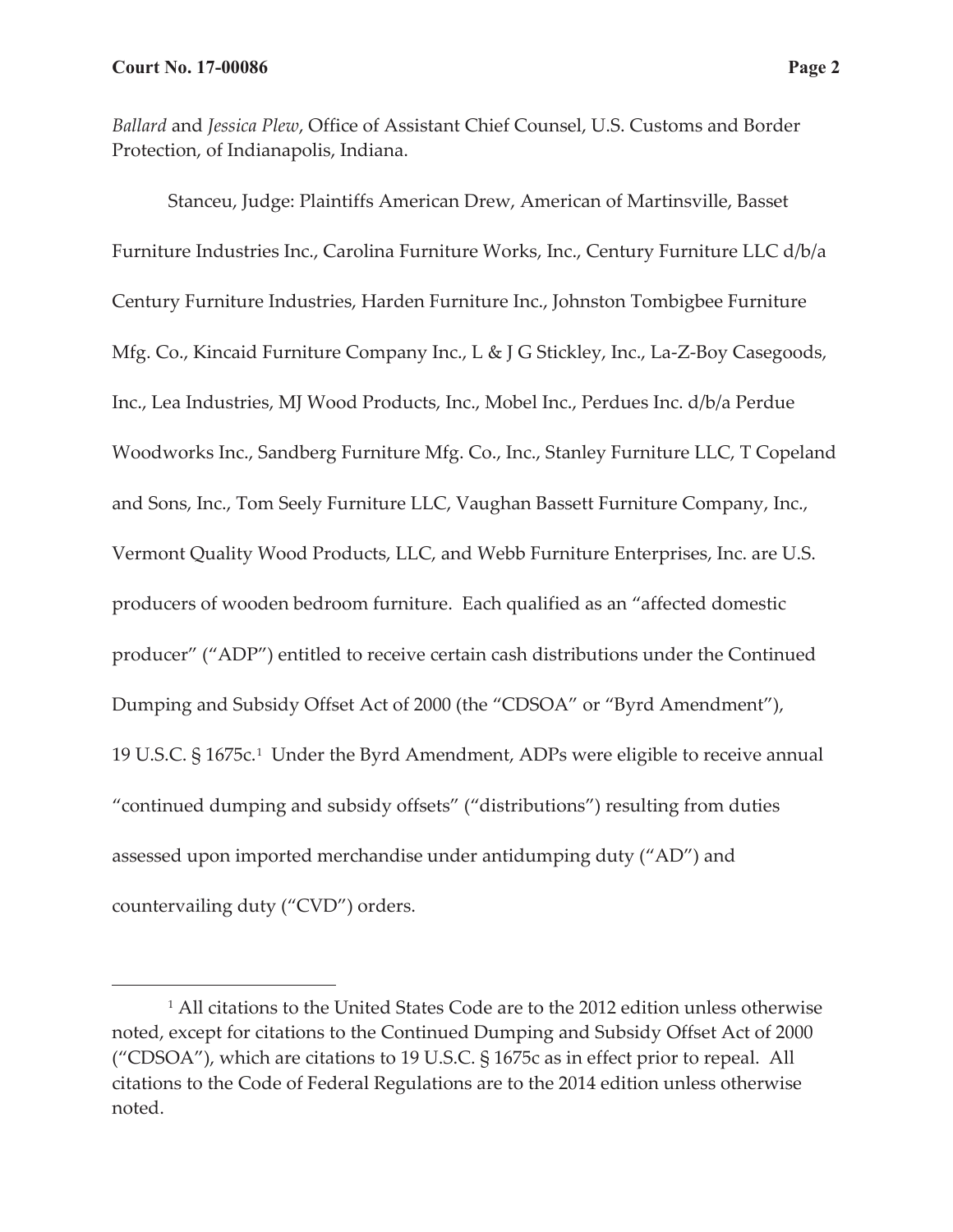*Ballard* and *Jessica Plew*, Office of Assistant Chief Counsel, U.S. Customs and Border Protection, of Indianapolis, Indiana.

Stanceu, Judge: Plaintiffs American Drew, American of Martinsville, Basset Furniture Industries Inc., Carolina Furniture Works, Inc., Century Furniture LLC d/b/a Century Furniture Industries, Harden Furniture Inc., Johnston Tombigbee Furniture Mfg. Co., Kincaid Furniture Company Inc., L & J G Stickley, Inc., La-Z-Boy Casegoods, Inc., Lea Industries, MJ Wood Products, Inc., Mobel Inc., Perdues Inc. d/b/a Perdue Woodworks Inc., Sandberg Furniture Mfg. Co., Inc., Stanley Furniture LLC, T Copeland and Sons, Inc., Tom Seely Furniture LLC, Vaughan Bassett Furniture Company, Inc., Vermont Quality Wood Products, LLC, and Webb Furniture Enterprises, Inc. are U.S. producers of wooden bedroom furniture. Each qualified as an "affected domestic producer" ("ADP") entitled to receive certain cash distributions under the Continued Dumping and Subsidy Offset Act of 2000 (the "CDSOA" or "Byrd Amendment"), 19 U.S.C. § 1675c.[1] Under the Byrd Amendment, ADPs were eligible to receive annual "continued dumping and subsidy offsets" ("distributions") resulting from duties assessed upon imported merchandise under antidumping duty ("AD") and countervailing duty ("CVD") orders.

[1] All citations to the United States Code are to the 2012 edition unless otherwise noted, except for citations to the Continued Dumping and Subsidy Offset Act of 2000 ("CDSOA"), which are citations to 19 U.S.C. § 1675c as in effect prior to repeal. All citations to the Code of Federal Regulations are to the 2014 edition unless otherwise noted.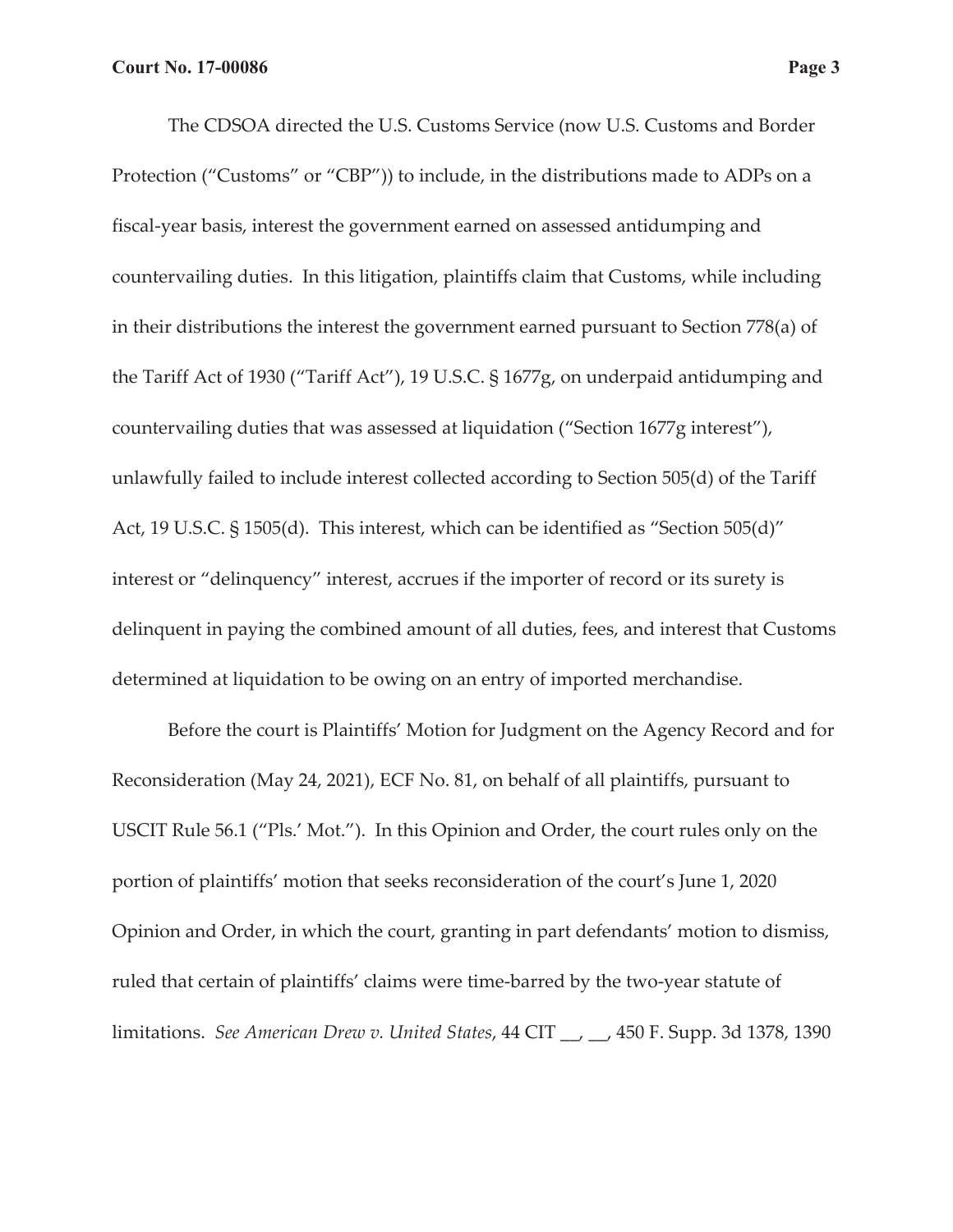The CDSOA directed the U.S. Customs Service (now U.S. Customs and Border Protection ("Customs" or "CBP")) to include, in the distributions made to ADPs on a fiscal-year basis, interest the government earned on assessed antidumping and countervailing duties. In this litigation, plaintiffs claim that Customs, while including in their distributions the interest the government earned pursuant to Section 778(a) of the Tariff Act of 1930 ("Tariff Act"), 19 U.S.C. § 1677g, on underpaid antidumping and countervailing duties that was assessed at liquidation ("Section 1677g interest"), unlawfully failed to include interest collected according to Section 505(d) of the Tariff Act, 19 U.S.C. § 1505(d). This interest, which can be identified as "Section 505(d)" interest or "delinquency" interest, accrues if the importer of record or its surety is delinquent in paying the combined amount of all duties, fees, and interest that Customs determined at liquidation to be owing on an entry of imported merchandise.

Before the court is Plaintiffs' Motion for Judgment on the Agency Record and for Reconsideration (May 24, 2021), ECF No. 81, on behalf of all plaintiffs, pursuant to USCIT Rule 56.1 ("Pls.' Mot."). In this Opinion and Order, the court rules only on the portion of plaintiffs' motion that seeks reconsideration of the court's June 1, 2020 Opinion and Order, in which the court, granting in part defendants' motion to dismiss, ruled that certain of plaintiffs' claims were time-barred by the two-year statute of limitations. *See American Drew v. United States*, 44 CIT __, __, 450 F. Supp. 3d 1378, 1390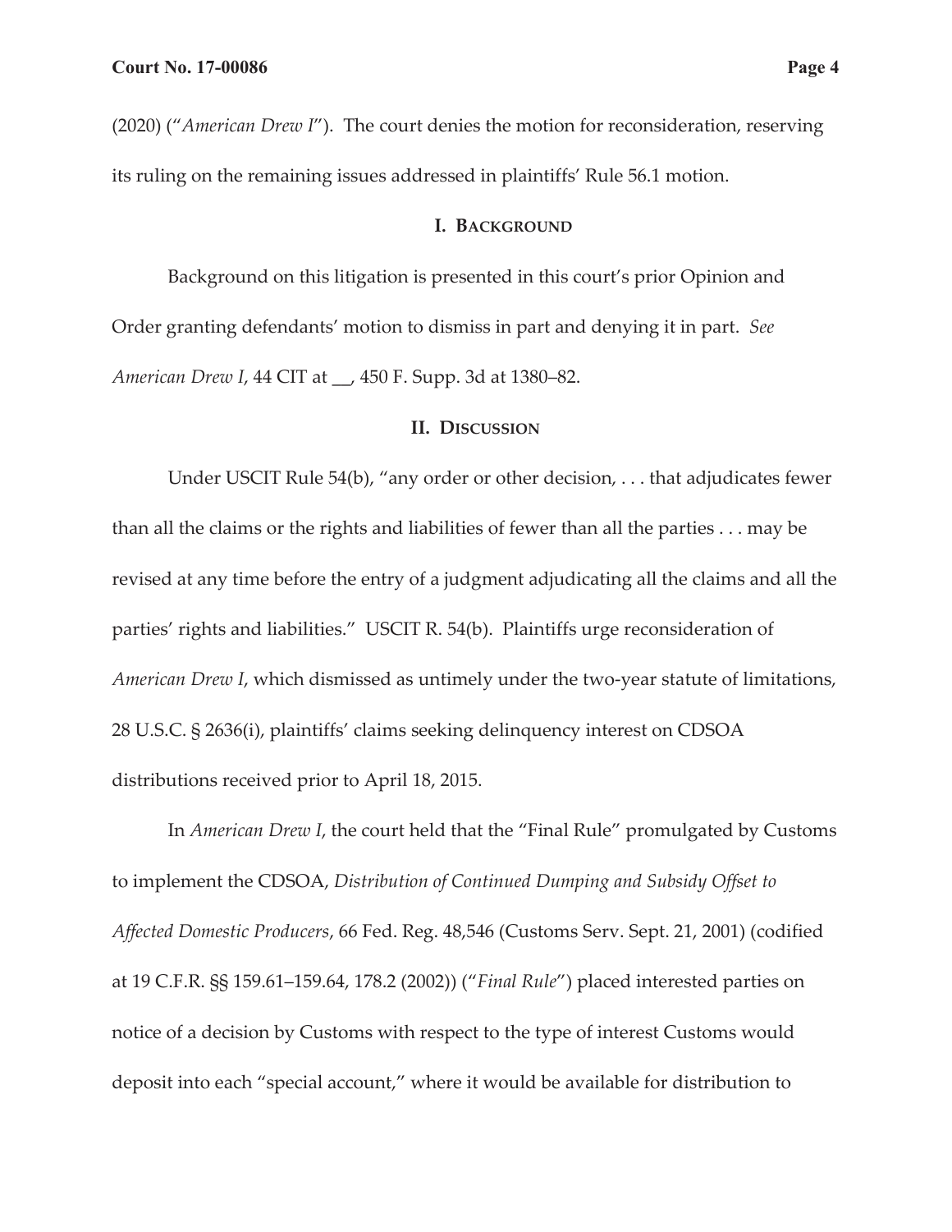(2020) ("*American Drew I*"). The court denies the motion for reconsideration, reserving its ruling on the remaining issues addressed in plaintiffs' Rule 56.1 motion.

## I. Background

Background on this litigation is presented in this court's prior Opinion and Order granting defendants' motion to dismiss in part and denying it in part. *See American Drew I*, 44 CIT at __, 450 F. Supp. 3d at 1380–82.

## II. Discussion

Under USCIT Rule 54(b), "any order or other decision, . . . that adjudicates fewer than all the claims or the rights and liabilities of fewer than all the parties . . . may be revised at any time before the entry of a judgment adjudicating all the claims and all the parties' rights and liabilities." USCIT R. 54(b). Plaintiffs urge reconsideration of *American Drew I*, which dismissed as untimely under the two-year statute of limitations, 28 U.S.C. § 2636(i), plaintiffs' claims seeking delinquency interest on CDSOA distributions received prior to April 18, 2015.

In *American Drew I*, the court held that the "Final Rule" promulgated by Customs to implement the CDSOA, *Distribution of Continued Dumping and Subsidy Offset to Affected Domestic Producers*, 66 Fed. Reg. 48,546 (Customs Serv. Sept. 21, 2001) (codified at 19 C.F.R. §§ 159.61–159.64, 178.2 (2002)) ("*Final Rule*") placed interested parties on notice of a decision by Customs with respect to the type of interest Customs would deposit into each "special account," where it would be available for distribution to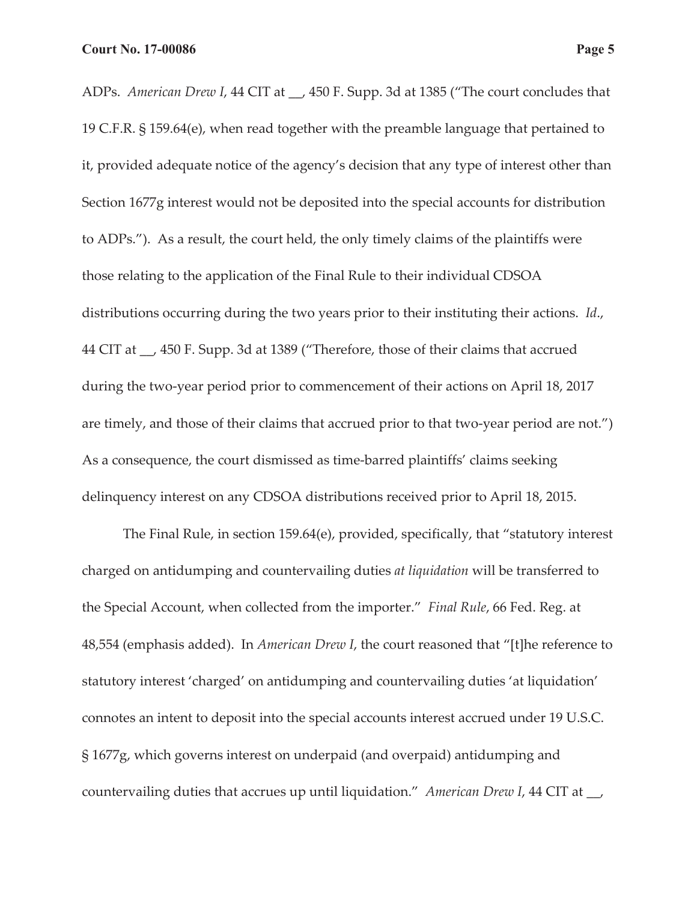ADPs. *American Drew I*, 44 CIT at __, 450 F. Supp. 3d at 1385 ("The court concludes that 19 C.F.R. § 159.64(e), when read together with the preamble language that pertained to it, provided adequate notice of the agency's decision that any type of interest other than Section 1677g interest would not be deposited into the special accounts for distribution to ADPs."). As a result, the court held, the only timely claims of the plaintiffs were those relating to the application of the Final Rule to their individual CDSOA distributions occurring during the two years prior to their instituting their actions. *Id*., 44 CIT at __, 450 F. Supp. 3d at 1389 ("Therefore, those of their claims that accrued during the two-year period prior to commencement of their actions on April 18, 2017 are timely, and those of their claims that accrued prior to that two-year period are not.") As a consequence, the court dismissed as time-barred plaintiffs' claims seeking delinquency interest on any CDSOA distributions received prior to April 18, 2015.

The Final Rule, in section 159.64(e), provided, specifically, that "statutory interest charged on antidumping and countervailing duties *at liquidation* will be transferred to the Special Account, when collected from the importer." *Final Rule*, 66 Fed. Reg. at 48,554 (emphasis added). In *American Drew I*, the court reasoned that "[t]he reference to statutory interest 'charged' on antidumping and countervailing duties 'at liquidation' connotes an intent to deposit into the special accounts interest accrued under 19 U.S.C. § 1677g, which governs interest on underpaid (and overpaid) antidumping and countervailing duties that accrues up until liquidation." *American Drew I*, 44 CIT at __,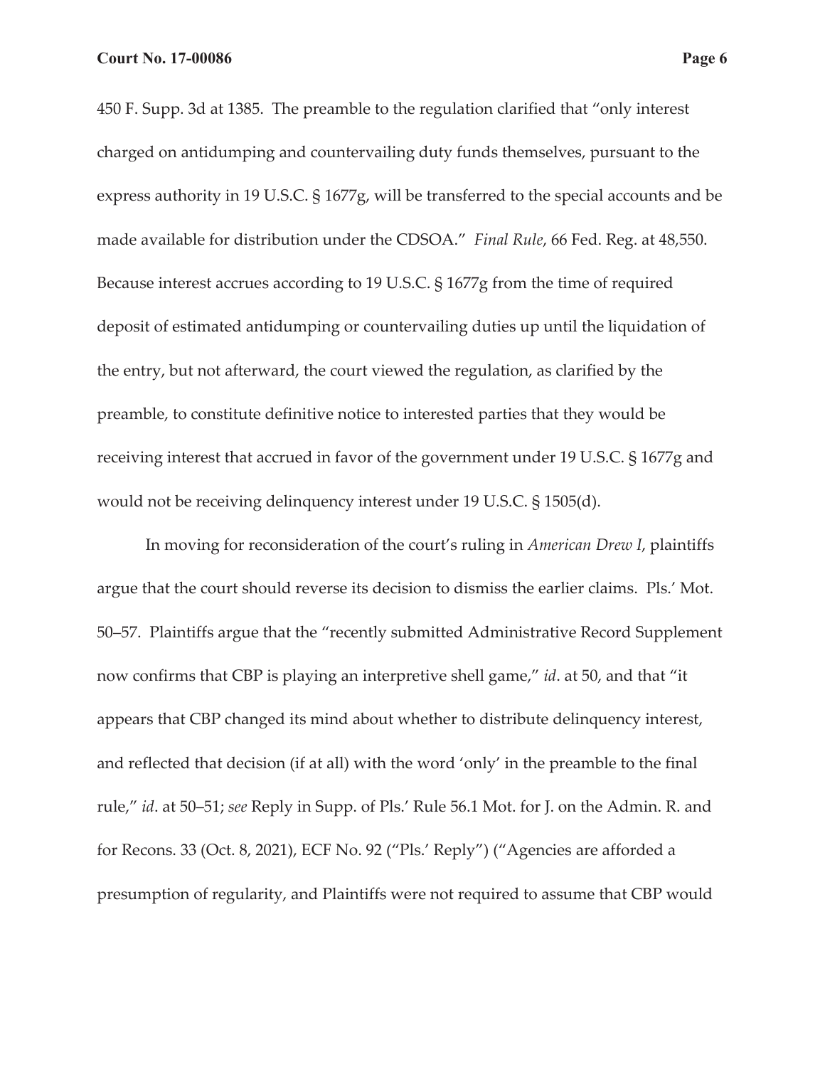450 F. Supp. 3d at 1385. The preamble to the regulation clarified that "only interest charged on antidumping and countervailing duty funds themselves, pursuant to the express authority in 19 U.S.C. § 1677g, will be transferred to the special accounts and be made available for distribution under the CDSOA." *Final Rule*, 66 Fed. Reg. at 48,550. Because interest accrues according to 19 U.S.C. § 1677g from the time of required deposit of estimated antidumping or countervailing duties up until the liquidation of the entry, but not afterward, the court viewed the regulation, as clarified by the preamble, to constitute definitive notice to interested parties that they would be receiving interest that accrued in favor of the government under 19 U.S.C. § 1677g and would not be receiving delinquency interest under 19 U.S.C. § 1505(d).

In moving for reconsideration of the court's ruling in *American Drew I*, plaintiffs argue that the court should reverse its decision to dismiss the earlier claims. Pls.' Mot. 50–57. Plaintiffs argue that the "recently submitted Administrative Record Supplement now confirms that CBP is playing an interpretive shell game," *id*. at 50, and that "it appears that CBP changed its mind about whether to distribute delinquency interest, and reflected that decision (if at all) with the word 'only' in the preamble to the final rule," *id*. at 50–51; *see* Reply in Supp. of Pls.' Rule 56.1 Mot. for J. on the Admin. R. and for Recons. 33 (Oct. 8, 2021), ECF No. 92 ("Pls.' Reply") ("Agencies are afforded a presumption of regularity, and Plaintiffs were not required to assume that CBP would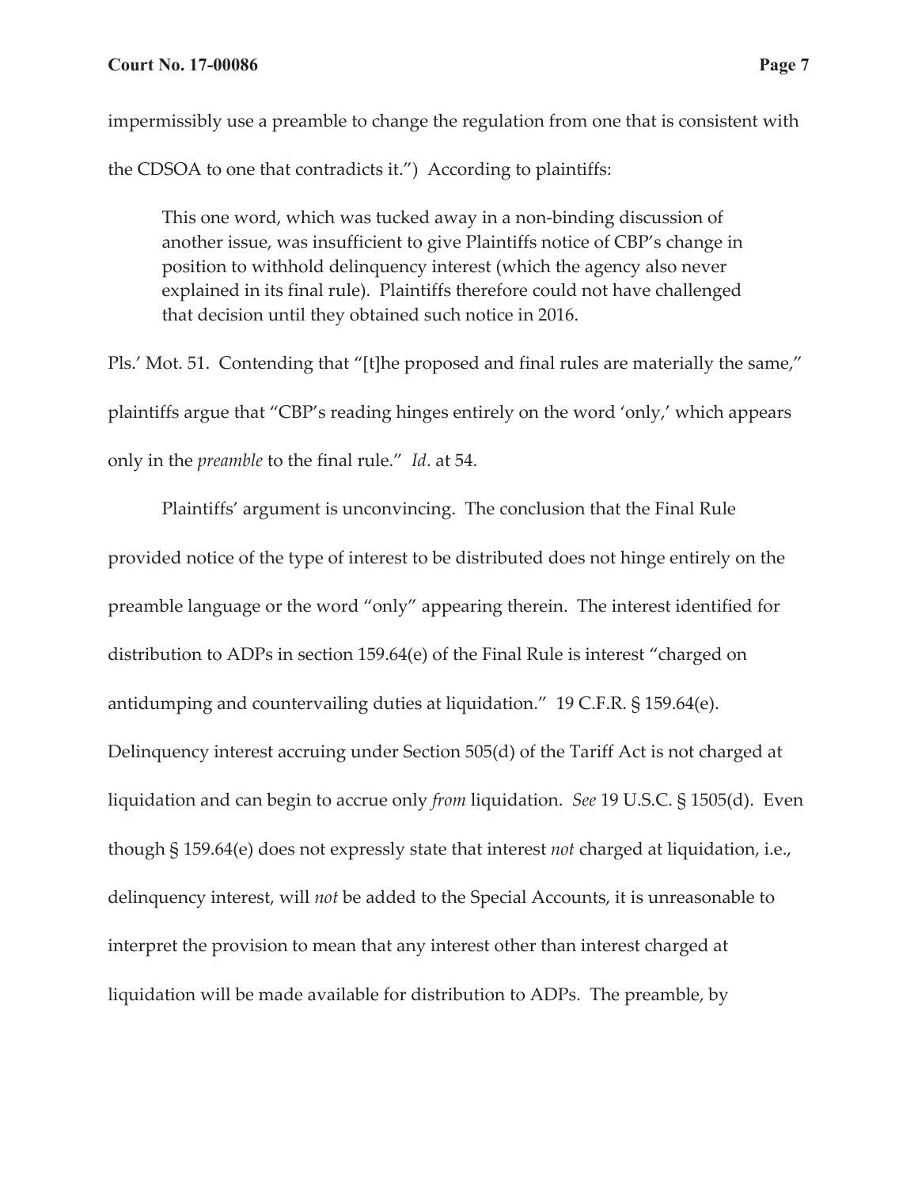impermissibly use a preamble to change the regulation from one that is consistent with the CDSOA to one that contradicts it.") According to plaintiffs:

> This one word, which was tucked away in a non-binding discussion of another issue, was insufficient to give Plaintiffs notice of CBP's change in position to withhold delinquency interest (which the agency also never explained in its final rule). Plaintiffs therefore could not have challenged that decision until they obtained such notice in 2016.

Pls.' Mot. 51. Contending that "[t]he proposed and final rules are materially the same," plaintiffs argue that "CBP's reading hinges entirely on the word 'only,' which appears only in the *preamble* to the final rule." *Id*. at 54.

Plaintiffs' argument is unconvincing. The conclusion that the Final Rule provided notice of the type of interest to be distributed does not hinge entirely on the preamble language or the word "only" appearing therein. The interest identified for distribution to ADPs in section 159.64(e) of the Final Rule is interest "charged on antidumping and countervailing duties at liquidation." 19 C.F.R. § 159.64(e). Delinquency interest accruing under Section 505(d) of the Tariff Act is not charged at liquidation and can begin to accrue only *from* liquidation. *See* 19 U.S.C. § 1505(d). Even though § 159.64(e) does not expressly state that interest *not* charged at liquidation, i.e., delinquency interest, will *not* be added to the Special Accounts, it is unreasonable to interpret the provision to mean that any interest other than interest charged at liquidation will be made available for distribution to ADPs. The preamble, by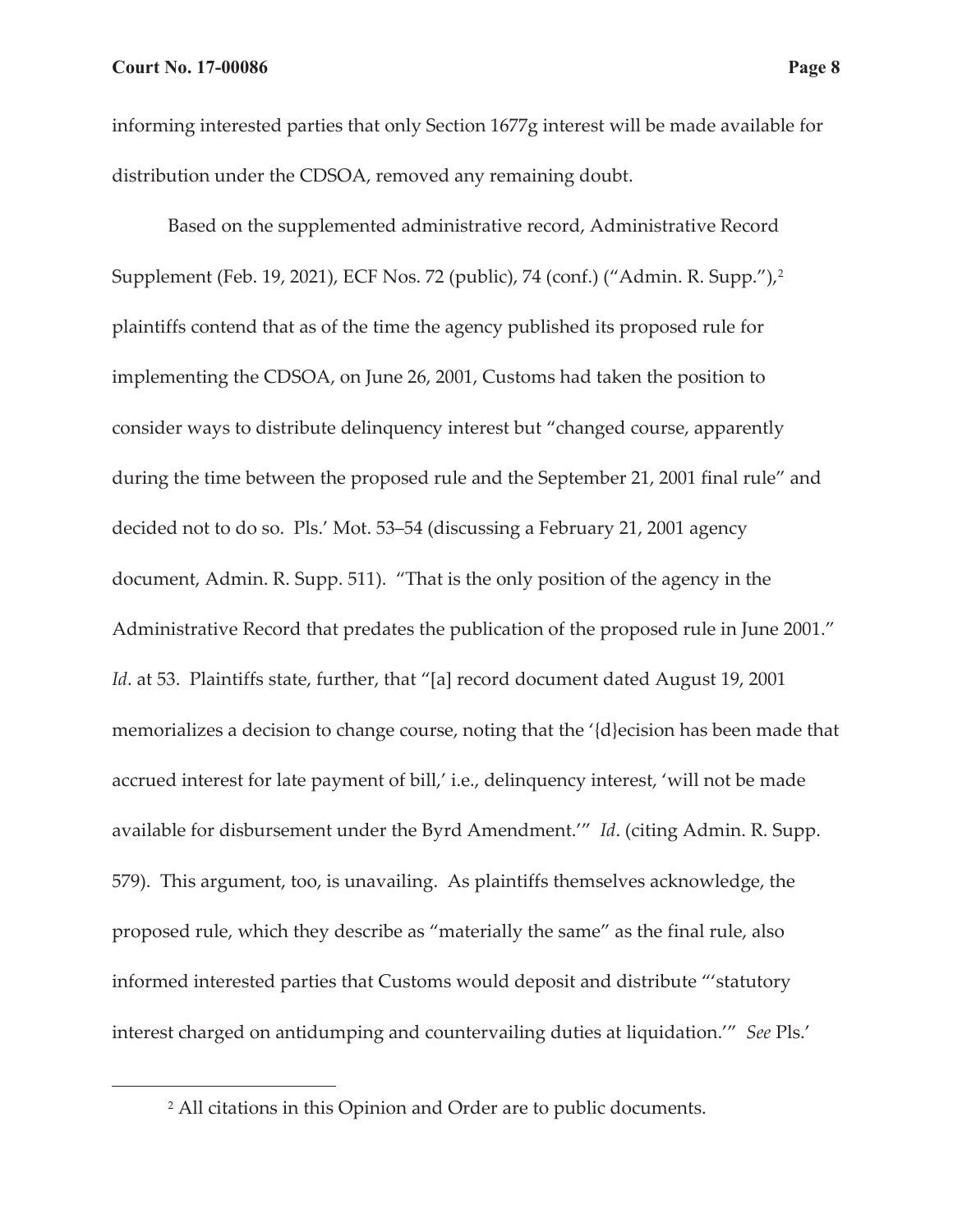informing interested parties that only Section 1677g interest will be made available for distribution under the CDSOA, removed any remaining doubt.

Based on the supplemented administrative record, Administrative Record Supplement (Feb. 19, 2021), ECF Nos. 72 (public), 74 (conf.) ("Admin. R. Supp."),[2] plaintiffs contend that as of the time the agency published its proposed rule for implementing the CDSOA, on June 26, 2001, Customs had taken the position to consider ways to distribute delinquency interest but "changed course, apparently during the time between the proposed rule and the September 21, 2001 final rule" and decided not to do so. Pls.' Mot. 53–54 (discussing a February 21, 2001 agency document, Admin. R. Supp. 511). "That is the only position of the agency in the Administrative Record that predates the publication of the proposed rule in June 2001." *Id*. at 53. Plaintiffs state, further, that "[a] record document dated August 19, 2001 memorializes a decision to change course, noting that the '{d}ecision has been made that accrued interest for late payment of bill,' i.e., delinquency interest, 'will not be made available for disbursement under the Byrd Amendment.'" *Id*. (citing Admin. R. Supp. 579). This argument, too, is unavailing. As plaintiffs themselves acknowledge, the proposed rule, which they describe as "materially the same" as the final rule, also informed interested parties that Customs would deposit and distribute "'statutory interest charged on antidumping and countervailing duties at liquidation.'" *See* Pls.'

[2] All citations in this Opinion and Order are to public documents.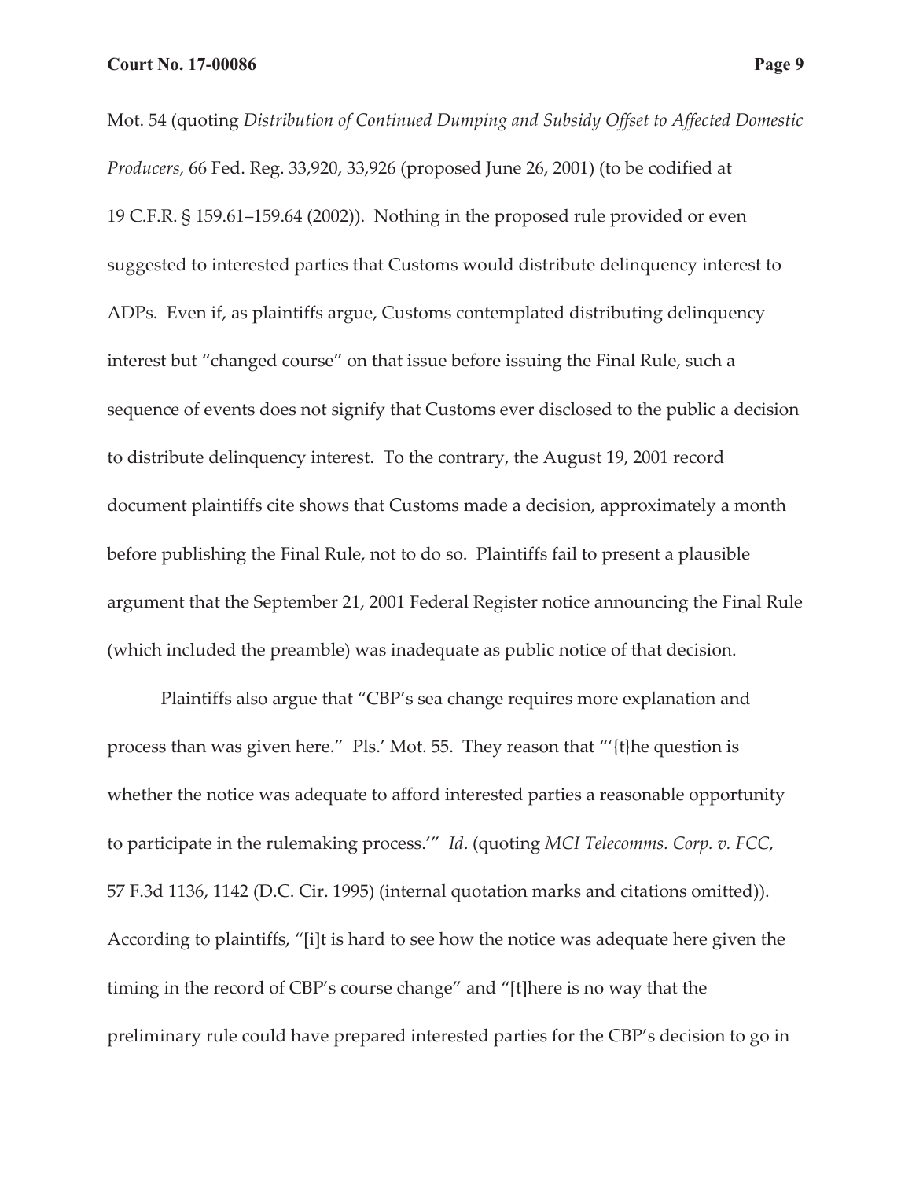Mot. 54 (quoting *Distribution of Continued Dumping and Subsidy Offset to Affected Domestic Producers,* 66 Fed. Reg. 33,920, 33,926 (proposed June 26, 2001) (to be codified at 19 C.F.R. § 159.61–159.64 (2002)). Nothing in the proposed rule provided or even suggested to interested parties that Customs would distribute delinquency interest to ADPs. Even if, as plaintiffs argue, Customs contemplated distributing delinquency interest but "changed course" on that issue before issuing the Final Rule, such a sequence of events does not signify that Customs ever disclosed to the public a decision to distribute delinquency interest. To the contrary, the August 19, 2001 record document plaintiffs cite shows that Customs made a decision, approximately a month before publishing the Final Rule, not to do so. Plaintiffs fail to present a plausible argument that the September 21, 2001 Federal Register notice announcing the Final Rule (which included the preamble) was inadequate as public notice of that decision.

Plaintiffs also argue that "CBP's sea change requires more explanation and process than was given here." Pls.' Mot. 55. They reason that "'{t}he question is whether the notice was adequate to afford interested parties a reasonable opportunity to participate in the rulemaking process.'" *Id*. (quoting *MCI Telecomms. Corp. v. FCC*, 57 F.3d 1136, 1142 (D.C. Cir. 1995) (internal quotation marks and citations omitted)). According to plaintiffs, "[i]t is hard to see how the notice was adequate here given the timing in the record of CBP's course change" and "[t]here is no way that the preliminary rule could have prepared interested parties for the CBP's decision to go in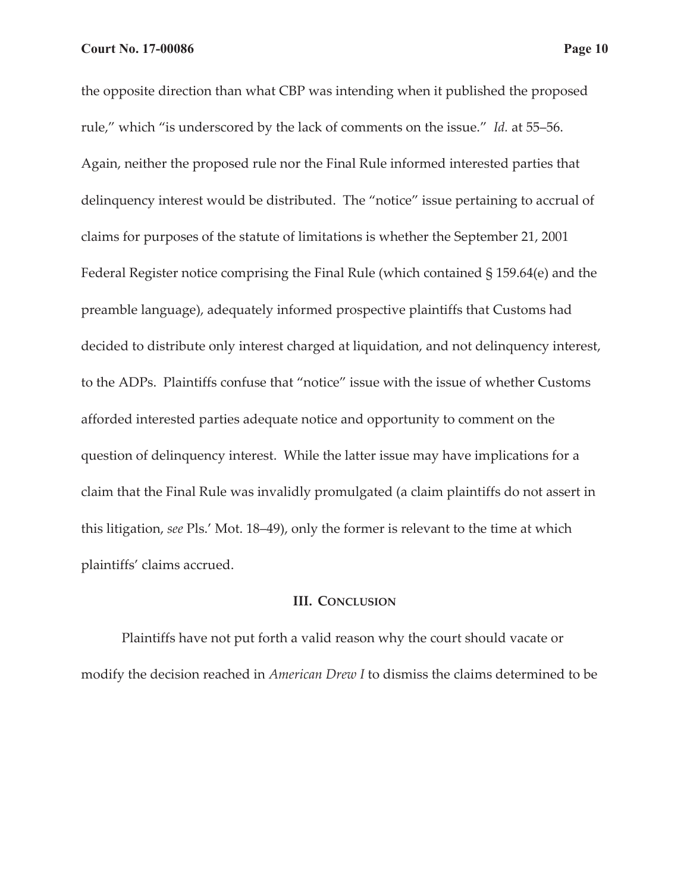the opposite direction than what CBP was intending when it published the proposed rule," which "is underscored by the lack of comments on the issue." *Id.* at 55–56. Again, neither the proposed rule nor the Final Rule informed interested parties that delinquency interest would be distributed. The "notice" issue pertaining to accrual of claims for purposes of the statute of limitations is whether the September 21, 2001 Federal Register notice comprising the Final Rule (which contained § 159.64(e) and the preamble language), adequately informed prospective plaintiffs that Customs had decided to distribute only interest charged at liquidation, and not delinquency interest, to the ADPs. Plaintiffs confuse that "notice" issue with the issue of whether Customs afforded interested parties adequate notice and opportunity to comment on the question of delinquency interest. While the latter issue may have implications for a claim that the Final Rule was invalidly promulgated (a claim plaintiffs do not assert in this litigation, *see* Pls.' Mot. 18–49), only the former is relevant to the time at which plaintiffs' claims accrued.

## III. CONCLUSION

Plaintiffs have not put forth a valid reason why the court should vacate or modify the decision reached in *American Drew I* to dismiss the claims determined to be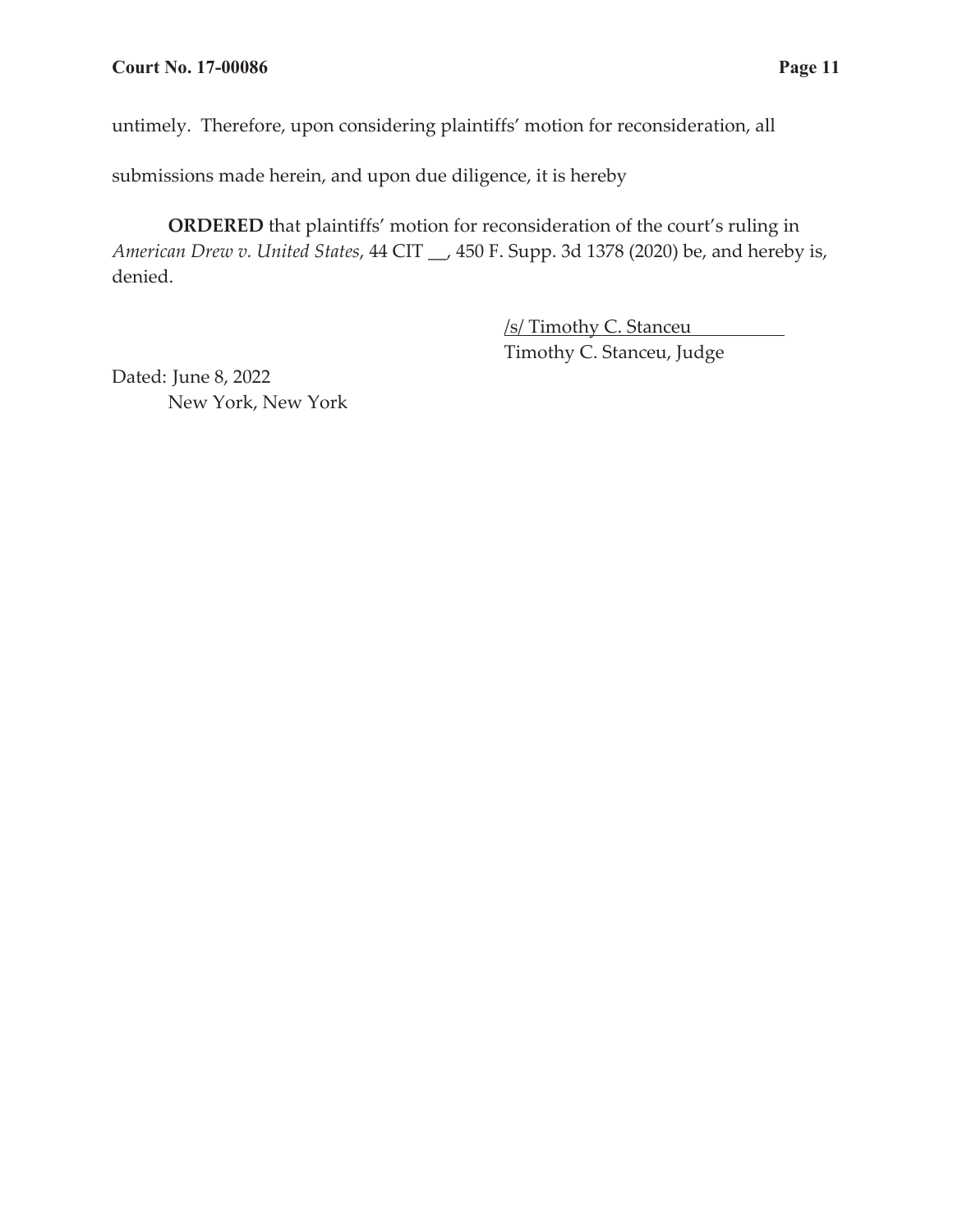untimely. Therefore, upon considering plaintiffs' motion for reconsideration, all submissions made herein, and upon due diligence, it is hereby

**ORDERED** that plaintiffs' motion for reconsideration of the court's ruling in *American Drew v. United States*, 44 CIT __, 450 F. Supp. 3d 1378 (2020) be, and hereby is, denied.

/s/ Timothy C. Stanceu
Timothy C. Stanceu, Judge

Dated: June 8, 2022
New York, New York